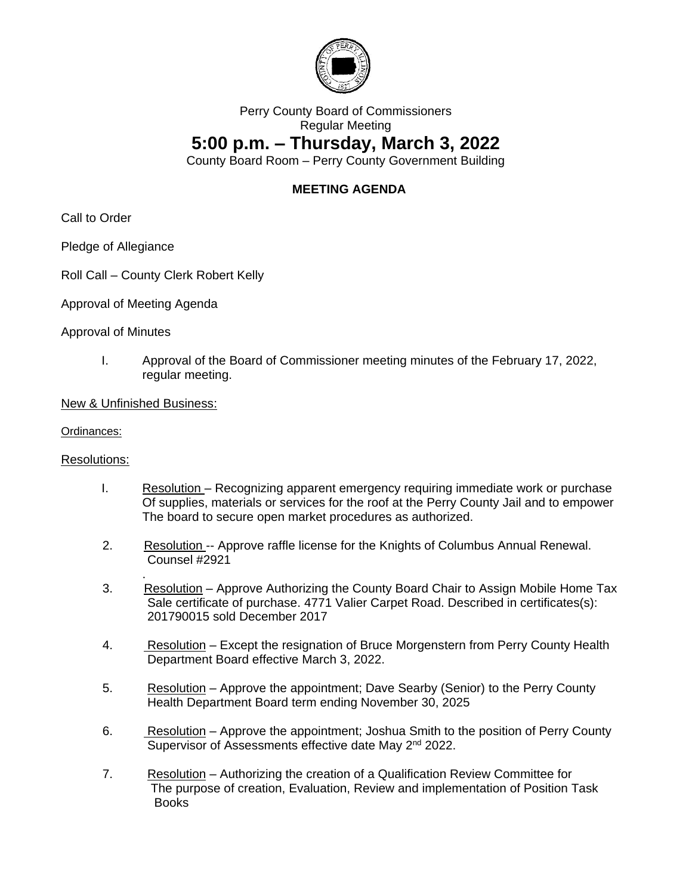Perry County Board of Commissioners
Regular Meeting

# 5:00 p.m. – Thursday, March 3, 2022

County Board Room – Perry County Government Building

**MEETING AGENDA**

Call to Order

Pledge of Allegiance

Roll Call – County Clerk Robert Kelly

Approval of Meeting Agenda

Approval of Minutes

I. Approval of the Board of Commissioner meeting minutes of the February 17, 2022, regular meeting.

New & Unfinished Business:

Ordinances:

Resolutions:

I. Resolution – Recognizing apparent emergency requiring immediate work or purchase Of supplies, materials or services for the roof at the Perry County Jail and to empower The board to secure open market procedures as authorized.

2. Resolution -- Approve raffle license for the Knights of Columbus Annual Renewal. Counsel #2921
.
3. Resolution – Approve Authorizing the County Board Chair to Assign Mobile Home Tax Sale certificate of purchase. 4771 Valier Carpet Road. Described in certificates(s): 201790015 sold December 2017

4. Resolution – Except the resignation of Bruce Morgenstern from Perry County Health Department Board effective March 3, 2022.

5. Resolution – Approve the appointment; Dave Searby (Senior) to the Perry County Health Department Board term ending November 30, 2025

6. Resolution – Approve the appointment; Joshua Smith to the position of Perry County Supervisor of Assessments effective date May 2nd 2022.

7. Resolution – Authorizing the creation of a Qualification Review Committee for The purpose of creation, Evaluation, Review and implementation of Position Task Books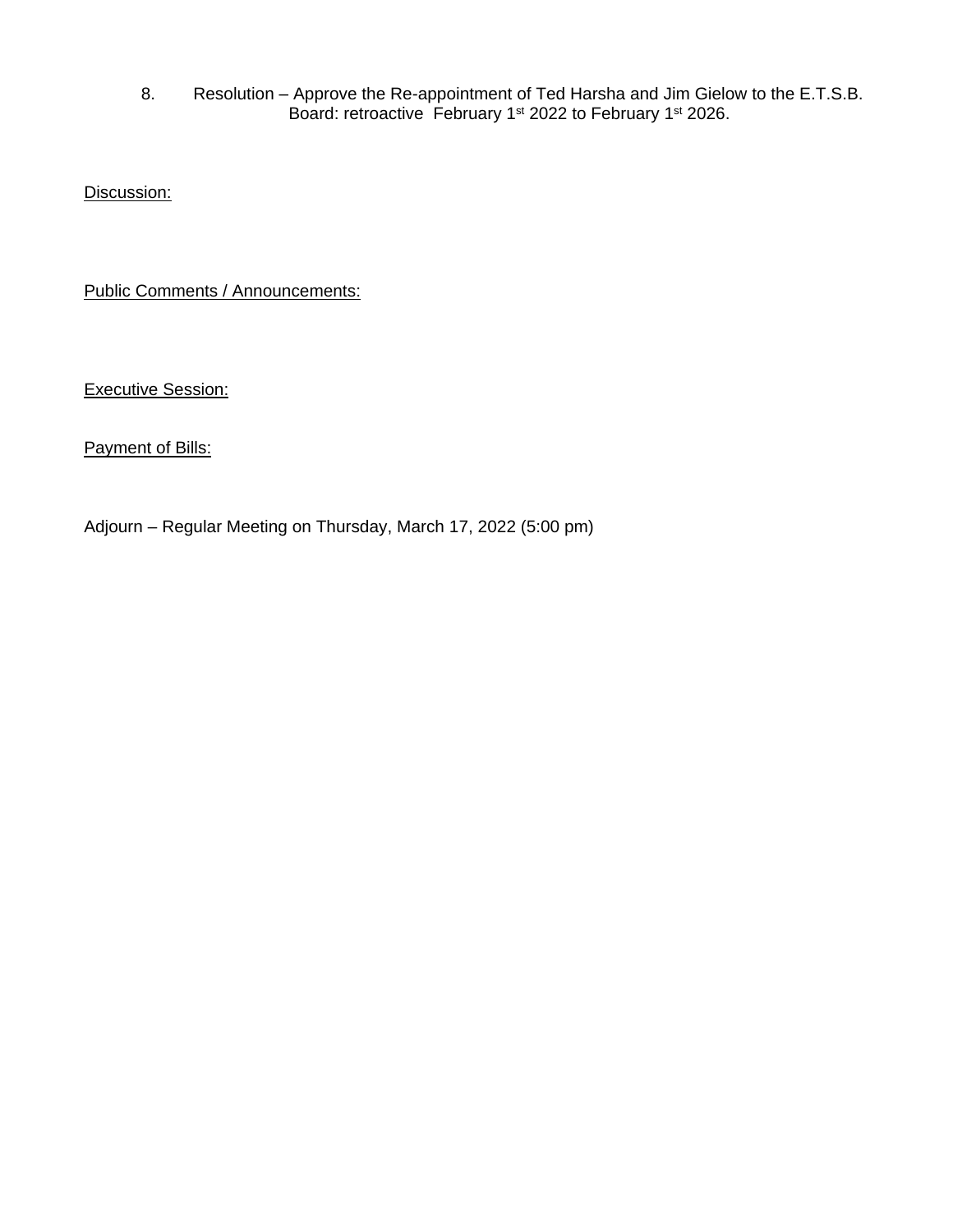8. Resolution – Approve the Re-appointment of Ted Harsha and Jim Gielow to the E.T.S.B. Board: retroactive February 1st 2022 to February 1st 2026.

Discussion:

Public Comments / Announcements:

Executive Session:

Payment of Bills:

Adjourn – Regular Meeting on Thursday, March 17, 2022 (5:00 pm)